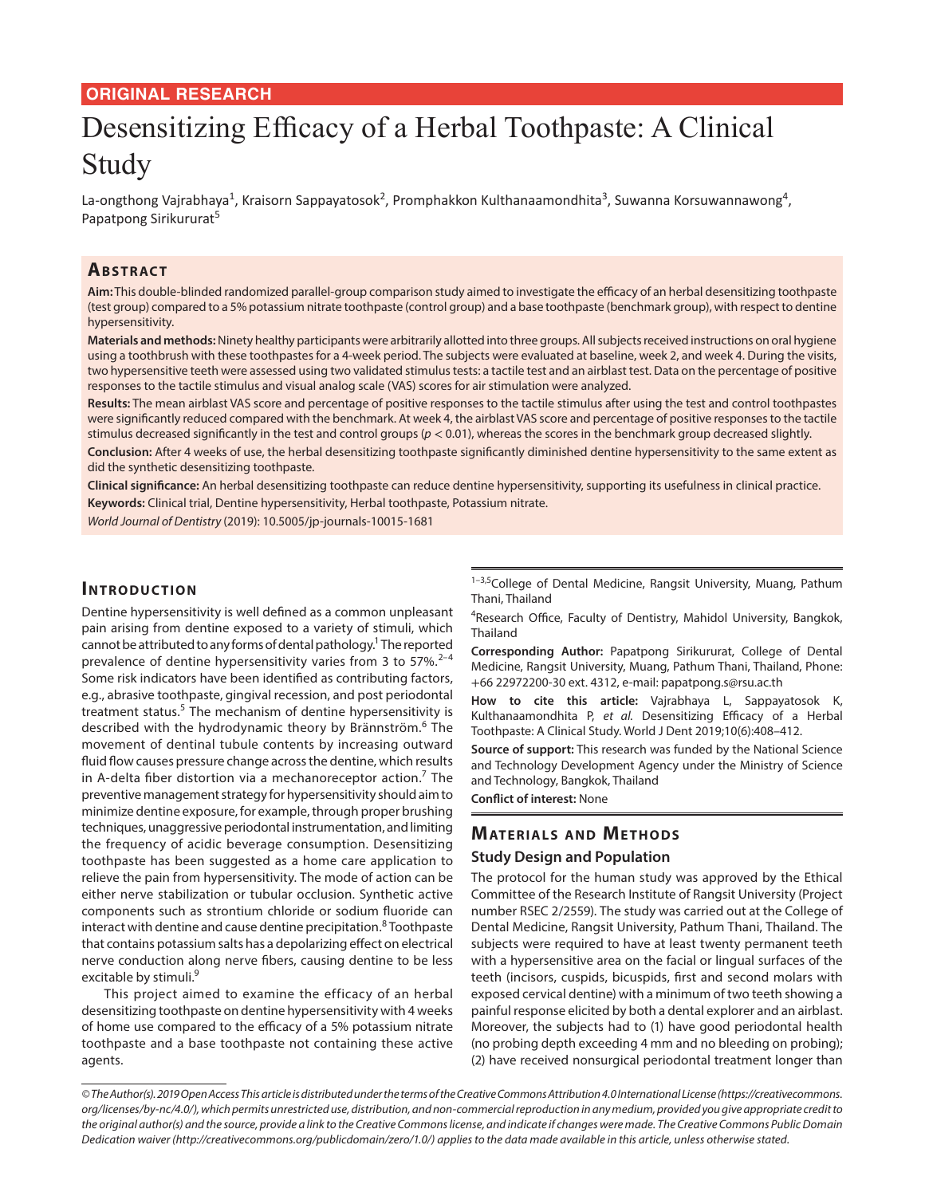**ORIGINAL RESEARCH**

# Desensitizing Efficacy of a Herbal Toothpaste: A Clinical Study

La-ongthong Vajrabhaya[1], Kraisorn Sappayatosok[2], Promphakkon Kulthanaamondhita[3], Suwanna Korsuwannawong[4], Papatpong Sirikururat[5]

## Abstract

**Aim:** This double-blinded randomized parallel-group comparison study aimed to investigate the efficacy of an herbal desensitizing toothpaste (test group) compared to a 5% potassium nitrate toothpaste (control group) and a base toothpaste (benchmark group), with respect to dentine hypersensitivity.

**Materials and methods:** Ninety healthy participants were arbitrarily allotted into three groups. All subjects received instructions on oral hygiene using a toothbrush with these toothpastes for a 4-week period. The subjects were evaluated at baseline, week 2, and week 4. During the visits, two hypersensitive teeth were assessed using two validated stimulus tests: a tactile test and an airblast test. Data on the percentage of positive responses to the tactile stimulus and visual analog scale (VAS) scores for air stimulation were analyzed.

**Results:** The mean airblast VAS score and percentage of positive responses to the tactile stimulus after using the test and control toothpastes were significantly reduced compared with the benchmark. At week 4, the airblast VAS score and percentage of positive responses to the tactile stimulus decreased significantly in the test and control groups ($p < 0.01$), whereas the scores in the benchmark group decreased slightly.

**Conclusion:** After 4 weeks of use, the herbal desensitizing toothpaste significantly diminished dentine hypersensitivity to the same extent as did the synthetic desensitizing toothpaste.

**Clinical significance:** An herbal desensitizing toothpaste can reduce dentine hypersensitivity, supporting its usefulness in clinical practice.

**Keywords:** Clinical trial, Dentine hypersensitivity, Herbal toothpaste, Potassium nitrate.

*World Journal of Dentistry* (2019): 10.5005/jp-journals-10015-1681

## Introduction

Dentine hypersensitivity is well defined as a common unpleasant pain arising from dentine exposed to a variety of stimuli, which cannot be attributed to any forms of dental pathology.[1] The reported prevalence of dentine hypersensitivity varies from 3 to 57%.[2–4] Some risk indicators have been identified as contributing factors, e.g., abrasive toothpaste, gingival recession, and post periodontal treatment status.[5] The mechanism of dentine hypersensitivity is described with the hydrodynamic theory by Brännström.[6] The movement of dentinal tubule contents by increasing outward fluid flow causes pressure change across the dentine, which results in A-delta fiber distortion via a mechanoreceptor action.[7] The preventive management strategy for hypersensitivity should aim to minimize dentine exposure, for example, through proper brushing techniques, unaggressive periodontal instrumentation, and limiting the frequency of acidic beverage consumption. Desensitizing toothpaste has been suggested as a home care application to relieve the pain from hypersensitivity. The mode of action can be either nerve stabilization or tubular occlusion. Synthetic active components such as strontium chloride or sodium fluoride can interact with dentine and cause dentine precipitation.[8] Toothpaste that contains potassium salts has a depolarizing effect on electrical nerve conduction along nerve fibers, causing dentine to be less excitable by stimuli.[9]

This project aimed to examine the efficacy of an herbal desensitizing toothpaste on dentine hypersensitivity with 4 weeks of home use compared to the efficacy of a 5% potassium nitrate toothpaste and a base toothpaste not containing these active agents.

[1–3,5]College of Dental Medicine, Rangsit University, Muang, Pathum Thani, Thailand

[4]Research Office, Faculty of Dentistry, Mahidol University, Bangkok, Thailand

**Corresponding Author:** Papatpong Sirikururat, College of Dental Medicine, Rangsit University, Muang, Pathum Thani, Thailand, Phone: +66 22972200-30 ext. 4312, e-mail: papatpong.s@rsu.ac.th

**How to cite this article:** Vajrabhaya L, Sappayatosok K, Kulthanaamondhita P, *et al.* Desensitizing Efficacy of a Herbal Toothpaste: A Clinical Study. World J Dent 2019;10(6):408–412.

**Source of support:** This research was funded by the National Science and Technology Development Agency under the Ministry of Science and Technology, Bangkok, Thailand

**Conflict of interest:** None

## Materials and Methods

### Study Design and Population

The protocol for the human study was approved by the Ethical Committee of the Research Institute of Rangsit University (Project number RSEC 2/2559). The study was carried out at the College of Dental Medicine, Rangsit University, Pathum Thani, Thailand. The subjects were required to have at least twenty permanent teeth with a hypersensitive area on the facial or lingual surfaces of the teeth (incisors, cuspids, bicuspids, first and second molars with exposed cervical dentine) with a minimum of two teeth showing a painful response elicited by both a dental explorer and an airblast. Moreover, the subjects had to (1) have good periodontal health (no probing depth exceeding 4 mm and no bleeding on probing); (2) have received nonsurgical periodontal treatment longer than

*© The Author(s). 2019 Open Access This article is distributed under the terms of the Creative Commons Attribution 4.0 International License (https://creativecommons.org/licenses/by-nc/4.0/), which permits unrestricted use, distribution, and non-commercial reproduction in any medium, provided you give appropriate credit to the original author(s) and the source, provide a link to the Creative Commons license, and indicate if changes were made. The Creative Commons Public Domain Dedication waiver (http://creativecommons.org/publicdomain/zero/1.0/) applies to the data made available in this article, unless otherwise stated.*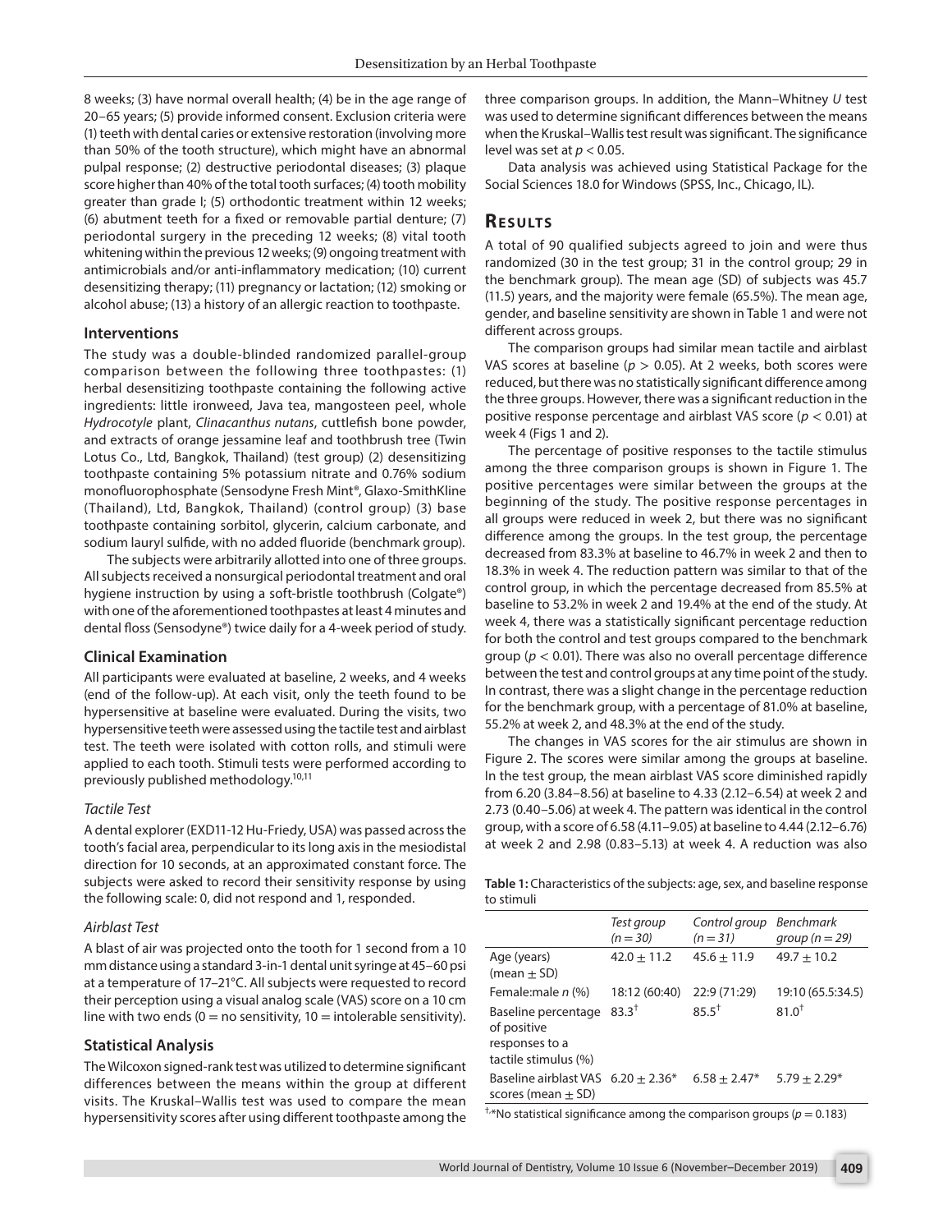8 weeks; (3) have normal overall health; (4) be in the age range of 20–65 years; (5) provide informed consent. Exclusion criteria were (1) teeth with dental caries or extensive restoration (involving more than 50% of the tooth structure), which might have an abnormal pulpal response; (2) destructive periodontal diseases; (3) plaque score higher than 40% of the total tooth surfaces; (4) tooth mobility greater than grade I; (5) orthodontic treatment within 12 weeks; (6) abutment teeth for a fixed or removable partial denture; (7) periodontal surgery in the preceding 12 weeks; (8) vital tooth whitening within the previous 12 weeks; (9) ongoing treatment with antimicrobials and/or anti-inflammatory medication; (10) current desensitizing therapy; (11) pregnancy or lactation; (12) smoking or alcohol abuse; (13) a history of an allergic reaction to toothpaste.

### Interventions

The study was a double-blinded randomized parallel-group comparison between the following three toothpastes: (1) herbal desensitizing toothpaste containing the following active ingredients: little ironweed, Java tea, mangosteen peel, whole *Hydrocotyle* plant, *Clinacanthus nutans*, cuttlefish bone powder, and extracts of orange jessamine leaf and toothbrush tree (Twin Lotus Co., Ltd, Bangkok, Thailand) (test group) (2) desensitizing toothpaste containing 5% potassium nitrate and 0.76% sodium monofluorophosphate (Sensodyne Fresh Mint®, Glaxo-SmithKline (Thailand), Ltd, Bangkok, Thailand) (control group) (3) base toothpaste containing sorbitol, glycerin, calcium carbonate, and sodium lauryl sulfide, with no added fluoride (benchmark group).

The subjects were arbitrarily allotted into one of three groups. All subjects received a nonsurgical periodontal treatment and oral hygiene instruction by using a soft-bristle toothbrush (Colgate®) with one of the aforementioned toothpastes at least 4 minutes and dental floss (Sensodyne®) twice daily for a 4-week period of study.

### Clinical Examination

All participants were evaluated at baseline, 2 weeks, and 4 weeks (end of the follow-up). At each visit, only the teeth found to be hypersensitive at baseline were evaluated. During the visits, two hypersensitive teeth were assessed using the tactile test and airblast test. The teeth were isolated with cotton rolls, and stimuli were applied to each tooth. Stimuli tests were performed according to previously published methodology.[10,11]

#### *Tactile Test*

A dental explorer (EXD11-12 Hu-Friedy, USA) was passed across the tooth's facial area, perpendicular to its long axis in the mesiodistal direction for 10 seconds, at an approximated constant force. The subjects were asked to record their sensitivity response by using the following scale: 0, did not respond and 1, responded.

#### *Airblast Test*

A blast of air was projected onto the tooth for 1 second from a 10 mm distance using a standard 3-in-1 dental unit syringe at 45–60 psi at a temperature of 17–21°C. All subjects were requested to record their perception using a visual analog scale (VAS) score on a 10 cm line with two ends (0 = no sensitivity, 10 = intolerable sensitivity).

### Statistical Analysis

The Wilcoxon signed-rank test was utilized to determine significant differences between the means within the group at different visits. The Kruskal–Wallis test was used to compare the mean hypersensitivity scores after using different toothpaste among the three comparison groups. In addition, the Mann–Whitney *U* test was used to determine significant differences between the means when the Kruskal–Wallis test result was significant. The significance level was set at $p < 0.05$.

Data analysis was achieved using Statistical Package for the Social Sciences 18.0 for Windows (SPSS, Inc., Chicago, IL).

## Results

A total of 90 qualified subjects agreed to join and were thus randomized (30 in the test group; 31 in the control group; 29 in the benchmark group). The mean age (SD) of subjects was 45.7 (11.5) years, and the majority were female (65.5%). The mean age, gender, and baseline sensitivity are shown in Table 1 and were not different across groups.

The comparison groups had similar mean tactile and airblast VAS scores at baseline ($p > 0.05$). At 2 weeks, both scores were reduced, but there was no statistically significant difference among the three groups. However, there was a significant reduction in the positive response percentage and airblast VAS score ($p < 0.01$) at week 4 (Figs 1 and 2).

The percentage of positive responses to the tactile stimulus among the three comparison groups is shown in Figure 1. The positive percentages were similar between the groups at the beginning of the study. The positive response percentages in all groups were reduced in week 2, but there was no significant difference among the groups. In the test group, the percentage decreased from 83.3% at baseline to 46.7% in week 2 and then to 18.3% in week 4. The reduction pattern was similar to that of the control group, in which the percentage decreased from 85.5% at baseline to 53.2% in week 2 and 19.4% at the end of the study. At week 4, there was a statistically significant percentage reduction for both the control and test groups compared to the benchmark group ($p < 0.01$). There was also no overall percentage difference between the test and control groups at any time point of the study. In contrast, there was a slight change in the percentage reduction for the benchmark group, with a percentage of 81.0% at baseline, 55.2% at week 2, and 48.3% at the end of the study.

The changes in VAS scores for the air stimulus are shown in Figure 2. The scores were similar among the groups at baseline. In the test group, the mean airblast VAS score diminished rapidly from 6.20 (3.84–8.56) at baseline to 4.33 (2.12–6.54) at week 2 and 2.73 (0.40–5.06) at week 4. The pattern was identical in the control group, with a score of 6.58 (4.11–9.05) at baseline to 4.44 (2.12–6.76) at week 2 and 2.98 (0.83–5.13) at week 4. A reduction was also

**Table 1:** Characteristics of the subjects: age, sex, and baseline response to stimuli

| | *Test group (n = 30)* | *Control group (n = 31)* | *Benchmark group (n = 29)* |
|---|---|---|---|
| Age (years) (mean ± SD) | 42.0 ± 11.2 | 45.6 ± 11.9 | 49.7 ± 10.2 |
| Female:male *n* (%) | 18:12 (60:40) | 22:9 (71:29) | 19:10 (65.5:34.5) |
| Baseline percentage of positive responses to a tactile stimulus (%) | 83.3[†] | 85.5[†] | 81.0[†] |
| Baseline airblast VAS scores (mean ± SD) | 6.20 ± 2.36* | 6.58 ± 2.47* | 5.79 ± 2.29* |

[†],*No statistical significance among the comparison groups ($p = 0.183$)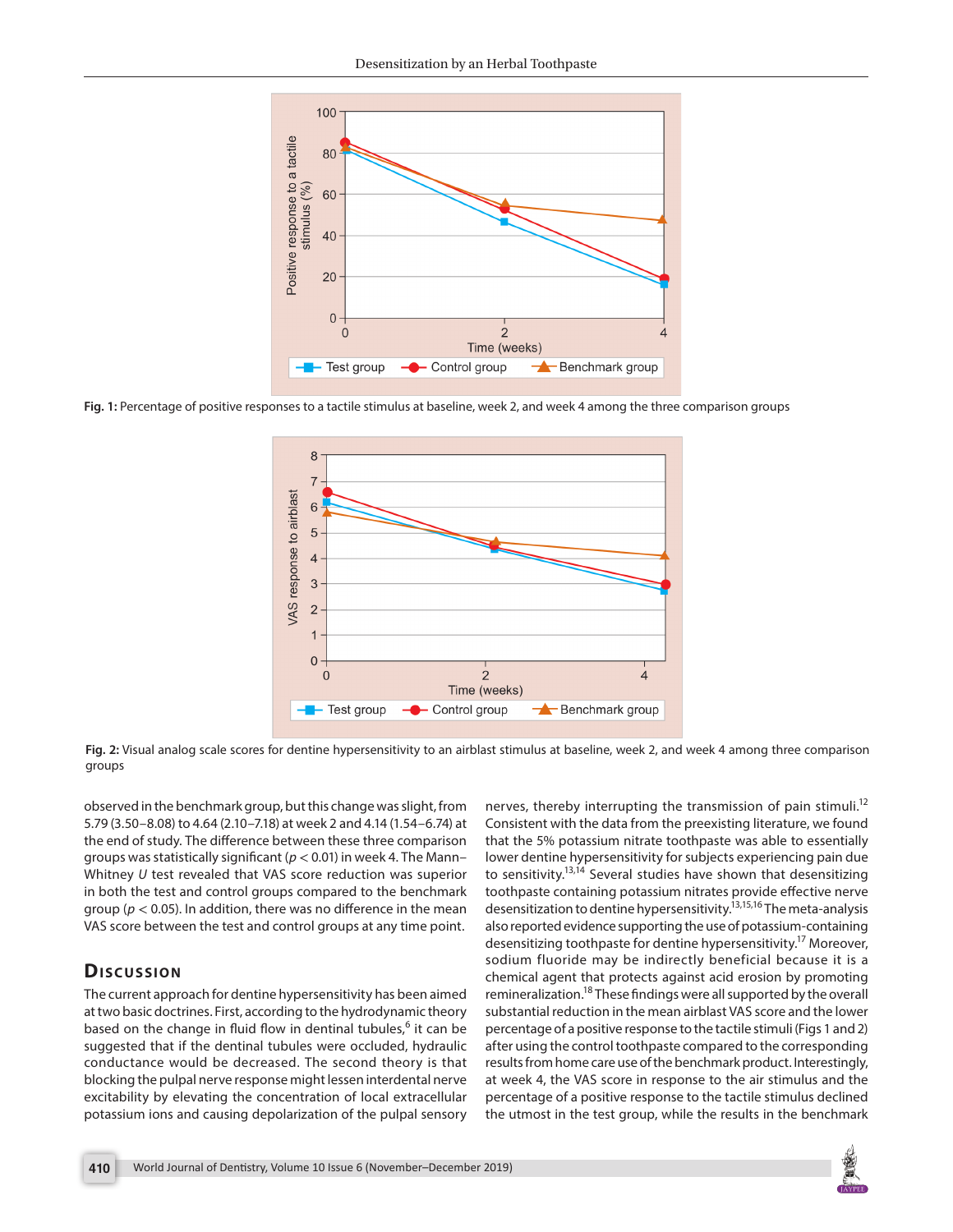Fig. 1: Percentage of positive responses to a tactile stimulus at baseline, week 2, and week 4 among the three comparison groups

Fig. 2: Visual analog scale scores for dentine hypersensitivity to an airblast stimulus at baseline, week 2, and week 4 among three comparison groups

observed in the benchmark group, but this change was slight, from 5.79 (3.50–8.08) to 4.64 (2.10–7.18) at week 2 and 4.14 (1.54–6.74) at the end of study. The difference between these three comparison groups was statistically significant ($p < 0.01$) in week 4. The Mann–Whitney *U* test revealed that VAS score reduction was superior in both the test and control groups compared to the benchmark group ($p < 0.05$). In addition, there was no difference in the mean VAS score between the test and control groups at any time point.

## Discussion

The current approach for dentine hypersensitivity has been aimed at two basic doctrines. First, according to the hydrodynamic theory based on the change in fluid flow in dentinal tubules,[6] it can be suggested that if the dentinal tubules were occluded, hydraulic conductance would be decreased. The second theory is that blocking the pulpal nerve response might lessen interdental nerve excitability by elevating the concentration of local extracellular potassium ions and causing depolarization of the pulpal sensory nerves, thereby interrupting the transmission of pain stimuli.[12] Consistent with the data from the preexisting literature, we found that the 5% potassium nitrate toothpaste was able to essentially lower dentine hypersensitivity for subjects experiencing pain due to sensitivity.[13,14] Several studies have shown that desensitizing toothpaste containing potassium nitrates provide effective nerve desensitization to dentine hypersensitivity.[13,15,16] The meta-analysis also reported evidence supporting the use of potassium-containing desensitizing toothpaste for dentine hypersensitivity.[17] Moreover, sodium fluoride may be indirectly beneficial because it is a chemical agent that protects against acid erosion by promoting remineralization.[18] These findings were all supported by the overall substantial reduction in the mean airblast VAS score and the lower percentage of a positive response to the tactile stimuli (Figs 1 and 2) after using the control toothpaste compared to the corresponding results from home care use of the benchmark product. Interestingly, at week 4, the VAS score in response to the air stimulus and the percentage of a positive response to the tactile stimulus declined the utmost in the test group, while the results in the benchmark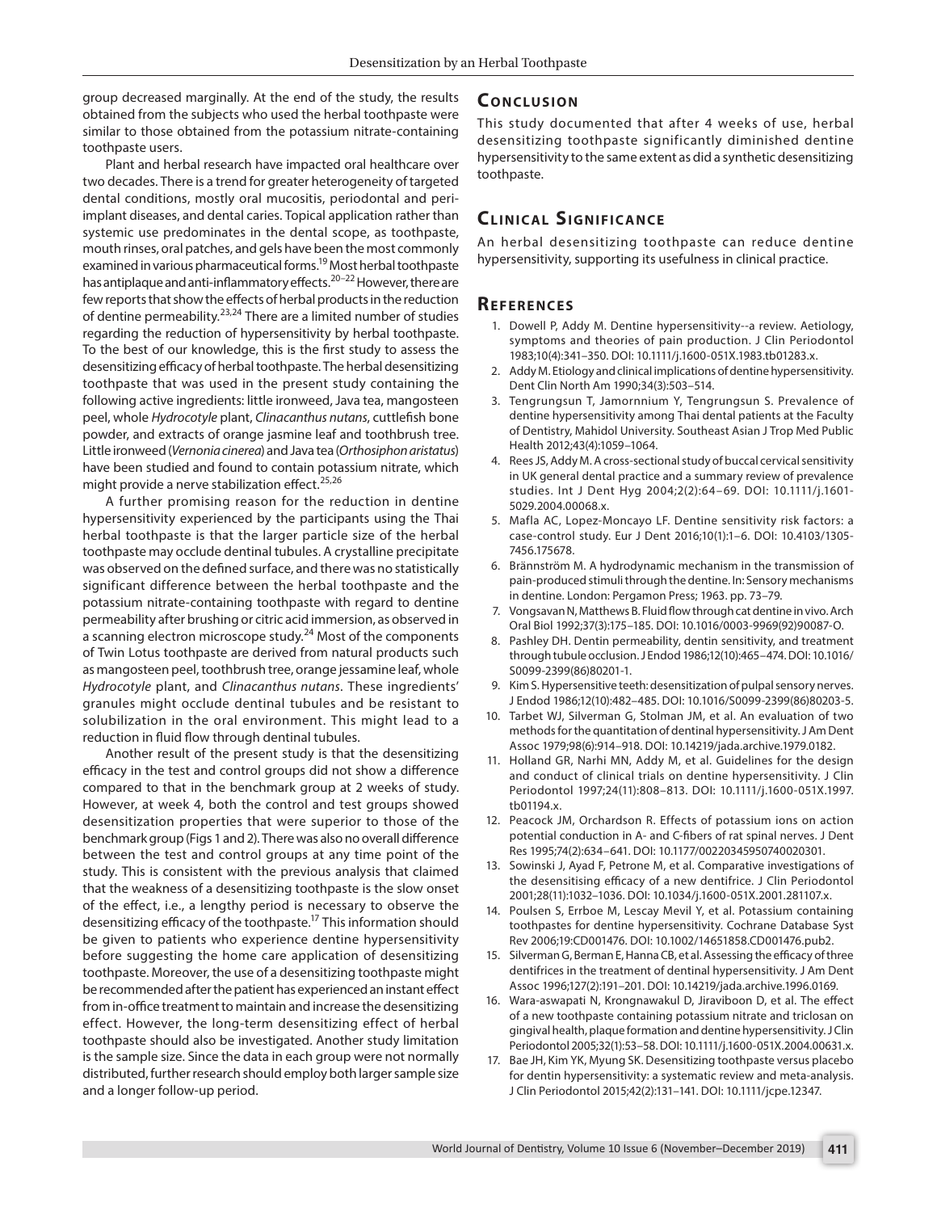group decreased marginally. At the end of the study, the results obtained from the subjects who used the herbal toothpaste were similar to those obtained from the potassium nitrate-containing toothpaste users.

Plant and herbal research have impacted oral healthcare over two decades. There is a trend for greater heterogeneity of targeted dental conditions, mostly oral mucositis, periodontal and peri-implant diseases, and dental caries. Topical application rather than systemic use predominates in the dental scope, as toothpaste, mouth rinses, oral patches, and gels have been the most commonly examined in various pharmaceutical forms.[19] Most herbal toothpaste has antiplaque and anti-inflammatory effects.[20–22] However, there are few reports that show the effects of herbal products in the reduction of dentine permeability.[23,24] There are a limited number of studies regarding the reduction of hypersensitivity by herbal toothpaste. To the best of our knowledge, this is the first study to assess the desensitizing efficacy of herbal toothpaste. The herbal desensitizing toothpaste that was used in the present study containing the following active ingredients: little ironweed, Java tea, mangosteen peel, whole *Hydrocotyle* plant, *Clinacanthus nutans*, cuttlefish bone powder, and extracts of orange jasmine leaf and toothbrush tree. Little ironweed (*Vernonia cinerea*) and Java tea (*Orthosiphon aristatus*) have been studied and found to contain potassium nitrate, which might provide a nerve stabilization effect.[25,26]

A further promising reason for the reduction in dentine hypersensitivity experienced by the participants using the Thai herbal toothpaste is that the larger particle size of the herbal toothpaste may occlude dentinal tubules. A crystalline precipitate was observed on the defined surface, and there was no statistically significant difference between the herbal toothpaste and the potassium nitrate-containing toothpaste with regard to dentine permeability after brushing or citric acid immersion, as observed in a scanning electron microscope study.[24] Most of the components of Twin Lotus toothpaste are derived from natural products such as mangosteen peel, toothbrush tree, orange jessamine leaf, whole *Hydrocotyle* plant, and *Clinacanthus nutans*. These ingredients' granules might occlude dentinal tubules and be resistant to solubilization in the oral environment. This might lead to a reduction in fluid flow through dentinal tubules.

Another result of the present study is that the desensitizing efficacy in the test and control groups did not show a difference compared to that in the benchmark group at 2 weeks of study. However, at week 4, both the control and test groups showed desensitization properties that were superior to those of the benchmark group (Figs 1 and 2). There was also no overall difference between the test and control groups at any time point of the study. This is consistent with the previous analysis that claimed that the weakness of a desensitizing toothpaste is the slow onset of the effect, i.e., a lengthy period is necessary to observe the desensitizing efficacy of the toothpaste.[17] This information should be given to patients who experience dentine hypersensitivity before suggesting the home care application of desensitizing toothpaste. Moreover, the use of a desensitizing toothpaste might be recommended after the patient has experienced an instant effect from in-office treatment to maintain and increase the desensitizing effect. However, the long-term desensitizing effect of herbal toothpaste should also be investigated. Another study limitation is the sample size. Since the data in each group were not normally distributed, further research should employ both larger sample size and a longer follow-up period.

## Conclusion

This study documented that after 4 weeks of use, herbal desensitizing toothpaste significantly diminished dentine hypersensitivity to the same extent as did a synthetic desensitizing toothpaste.

## Clinical Significance

An herbal desensitizing toothpaste can reduce dentine hypersensitivity, supporting its usefulness in clinical practice.

## References

1. Dowell P, Addy M. Dentine hypersensitivity--a review. Aetiology, symptoms and theories of pain production. J Clin Periodontol 1983;10(4):341–350. DOI: 10.1111/j.1600-051X.1983.tb01283.x.
2. Addy M. Etiology and clinical implications of dentine hypersensitivity. Dent Clin North Am 1990;34(3):503–514.
3. Tengrungsun T, Jamornnium Y, Tengrungsun S. Prevalence of dentine hypersensitivity among Thai dental patients at the Faculty of Dentistry, Mahidol University. Southeast Asian J Trop Med Public Health 2012;43(4):1059–1064.
4. Rees JS, Addy M. A cross-sectional study of buccal cervical sensitivity in UK general dental practice and a summary review of prevalence studies. Int J Dent Hyg 2004;2(2):64–69. DOI: 10.1111/j.1601-5029.2004.00068.x.
5. Mafla AC, Lopez-Moncayo LF. Dentine sensitivity risk factors: a case-control study. Eur J Dent 2016;10(1):1–6. DOI: 10.4103/1305-7456.175678.
6. Brännström M. A hydrodynamic mechanism in the transmission of pain-produced stimuli through the dentine. In: Sensory mechanisms in dentine. London: Pergamon Press; 1963. pp. 73–79.
7. Vongsavan N, Matthews B. Fluid flow through cat dentine in vivo. Arch Oral Biol 1992;37(3):175–185. DOI: 10.1016/0003-9969(92)90087-O.
8. Pashley DH. Dentin permeability, dentin sensitivity, and treatment through tubule occlusion. J Endod 1986;12(10):465–474. DOI: 10.1016/S0099-2399(86)80201-1.
9. Kim S. Hypersensitive teeth: desensitization of pulpal sensory nerves. J Endod 1986;12(10):482–485. DOI: 10.1016/S0099-2399(86)80203-5.
10. Tarbet WJ, Silverman G, Stolman JM, et al. An evaluation of two methods for the quantitation of dentinal hypersensitivity. J Am Dent Assoc 1979;98(6):914–918. DOI: 10.14219/jada.archive.1979.0182.
11. Holland GR, Narhi MN, Addy M, et al. Guidelines for the design and conduct of clinical trials on dentine hypersensitivity. J Clin Periodontol 1997;24(11):808–813. DOI: 10.1111/j.1600-051X.1997.tb01194.x.
12. Peacock JM, Orchardson R. Effects of potassium ions on action potential conduction in A- and C-fibers of rat spinal nerves. J Dent Res 1995;74(2):634–641. DOI: 10.1177/00220345950740020301.
13. Sowinski J, Ayad F, Petrone M, et al. Comparative investigations of the desensitising efficacy of a new dentifrice. J Clin Periodontol 2001;28(11):1032–1036. DOI: 10.1034/j.1600-051X.2001.281107.x.
14. Poulsen S, Errboe M, Lescay Mevil Y, et al. Potassium containing toothpastes for dentine hypersensitivity. Cochrane Database Syst Rev 2006;19:CD001476. DOI: 10.1002/14651858.CD001476.pub2.
15. Silverman G, Berman E, Hanna CB, et al. Assessing the efficacy of three dentifrices in the treatment of dentinal hypersensitivity. J Am Dent Assoc 1996;127(2):191–201. DOI: 10.14219/jada.archive.1996.0169.
16. Wara-aswapati N, Krongnawakul D, Jiraviboon D, et al. The effect of a new toothpaste containing potassium nitrate and triclosan on gingival health, plaque formation and dentine hypersensitivity. J Clin Periodontol 2005;32(1):53–58. DOI: 10.1111/j.1600-051X.2004.00631.x.
17. Bae JH, Kim YK, Myung SK. Desensitizing toothpaste versus placebo for dentin hypersensitivity: a systematic review and meta-analysis. J Clin Periodontol 2015;42(2):131–141. DOI: 10.1111/jcpe.12347.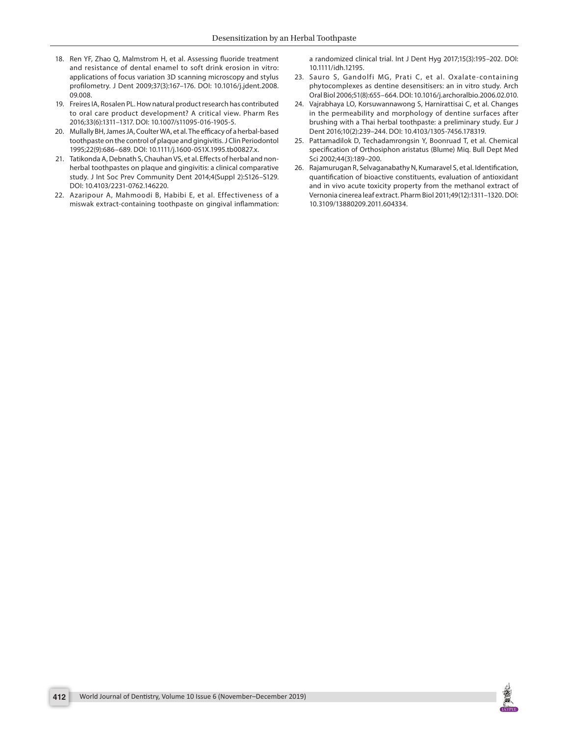18. Ren YF, Zhao Q, Malmstrom H, et al. Assessing fluoride treatment and resistance of dental enamel to soft drink erosion in vitro: applications of focus variation 3D scanning microscopy and stylus profilometry. J Dent 2009;37(3):167–176. DOI: 10.1016/j.jdent.2008.09.008.
19. Freires IA, Rosalen PL. How natural product research has contributed to oral care product development? A critical view. Pharm Res 2016;33(6):1311–1317. DOI: 10.1007/s11095-016-1905-5.
20. Mullally BH, James JA, Coulter WA, et al. The efficacy of a herbal-based toothpaste on the control of plaque and gingivitis. J Clin Periodontol 1995;22(9):686–689. DOI: 10.1111/j.1600-051X.1995.tb00827.x.
21. Tatikonda A, Debnath S, Chauhan VS, et al. Effects of herbal and non-herbal toothpastes on plaque and gingivitis: a clinical comparative study. J Int Soc Prev Community Dent 2014;4(Suppl 2):S126–S129. DOI: 10.4103/2231-0762.146220.
22. Azaripour A, Mahmoodi B, Habibi E, et al. Effectiveness of a miswak extract-containing toothpaste on gingival inflammation: a randomized clinical trial. Int J Dent Hyg 2017;15(3):195–202. DOI: 10.1111/idh.12195.
23. Sauro S, Gandolfi MG, Prati C, et al. Oxalate-containing phytocomplexes as dentine desensitisers: an in vitro study. Arch Oral Biol 2006;51(8):655–664. DOI: 10.1016/j.archoralbio.2006.02.010.
24. Vajrabhaya LO, Korsuwannawong S, Harnirattisai C, et al. Changes in the permeability and morphology of dentine surfaces after brushing with a Thai herbal toothpaste: a preliminary study. Eur J Dent 2016;10(2):239–244. DOI: 10.4103/1305-7456.178319.
25. Pattamadilok D, Techadamrongsin Y, Boonruad T, et al. Chemical specification of Orthosiphon aristatus (Blume) Miq. Bull Dept Med Sci 2002;44(3):189–200.
26. Rajamurugan R, Selvaganabathy N, Kumaravel S, et al. Identification, quantification of bioactive constituents, evaluation of antioxidant and in vivo acute toxicity property from the methanol extract of Vernonia cinerea leaf extract. Pharm Biol 2011;49(12):1311–1320. DOI: 10.3109/13880209.2011.604334.